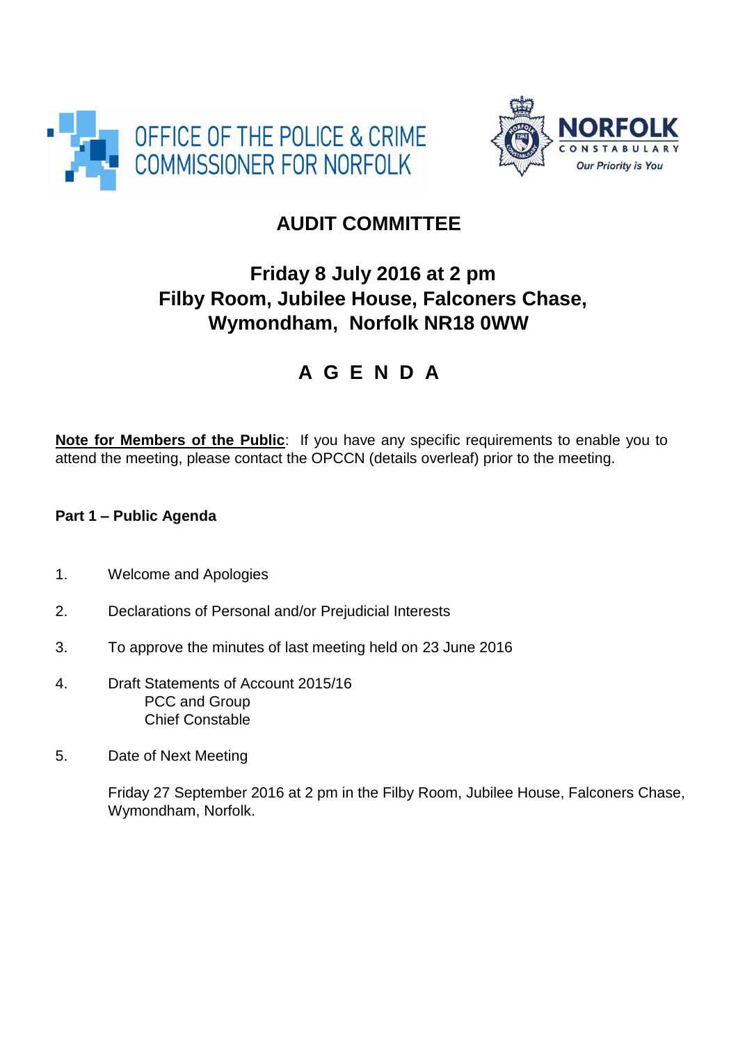OFFICE OF THE POLICE & CRIME COMMISSIONER FOR NORFOLK

NORFOLK CONSTABULARY
*Our Priority is You*

# AUDIT COMMITTEE

## Friday 8 July 2016 at 2 pm
## Filby Room, Jubilee House, Falconers Chase, Wymondham, Norfolk NR18 0WW

# A G E N D A

**Note for Members of the Public**: If you have any specific requirements to enable you to attend the meeting, please contact the OPCCN (details overleaf) prior to the meeting.

**Part 1 – Public Agenda**

1. Welcome and Apologies

2. Declarations of Personal and/or Prejudicial Interests

3. To approve the minutes of last meeting held on 23 June 2016

4. Draft Statements of Account 2015/16
   - PCC and Group
   - Chief Constable

5. Date of Next Meeting

   Friday 27 September 2016 at 2 pm in the Filby Room, Jubilee House, Falconers Chase, Wymondham, Norfolk.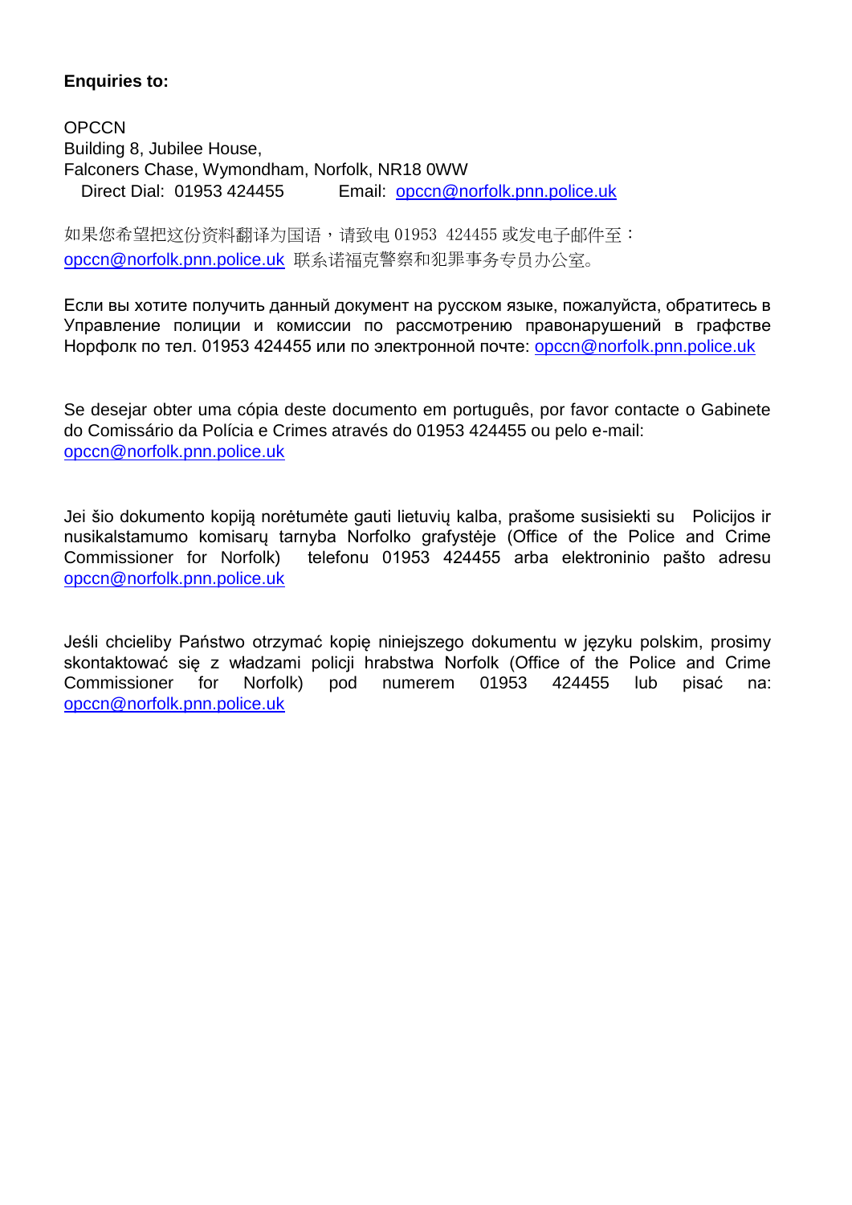**Enquiries to:**

OPCCN
Building 8, Jubilee House,
Falconers Chase, Wymondham, Norfolk, NR18 0WW
Direct Dial: 01953 424455 Email: opccn@norfolk.pnn.police.uk

如果您希望把这份资料翻译为国语，请致电 01953 424455 或发电子邮件至：opccn@norfolk.pnn.police.uk 联系诺福克警察和犯罪事务专员办公室。

Если вы хотите получить данный документ на русском языке, пожалуйста, обратитесь в Управление полиции и комиссии по рассмотрению правонарушений в графстве Норфолк по тел. 01953 424455 или по электронной почте: opccn@norfolk.pnn.police.uk

Se desejar obter uma cópia deste documento em português, por favor contacte o Gabinete do Comissário da Polícia e Crimes através do 01953 424455 ou pelo e-mail: opccn@norfolk.pnn.police.uk

Jei šio dokumento kopiją norėtumėte gauti lietuvių kalba, prašome susisiekti su Policijos ir nusikalstamumo komisarų tarnyba Norfolko grafystėje (Office of the Police and Crime Commissioner for Norfolk) telefonu 01953 424455 arba elektroninio pašto adresu opccn@norfolk.pnn.police.uk

Jeśli chcieliby Państwo otrzymać kopię niniejszego dokumentu w języku polskim, prosimy skontaktować się z władzami policji hrabstwa Norfolk (Office of the Police and Crime Commissioner for Norfolk) pod numerem 01953 424455 lub pisać na: opccn@norfolk.pnn.police.uk